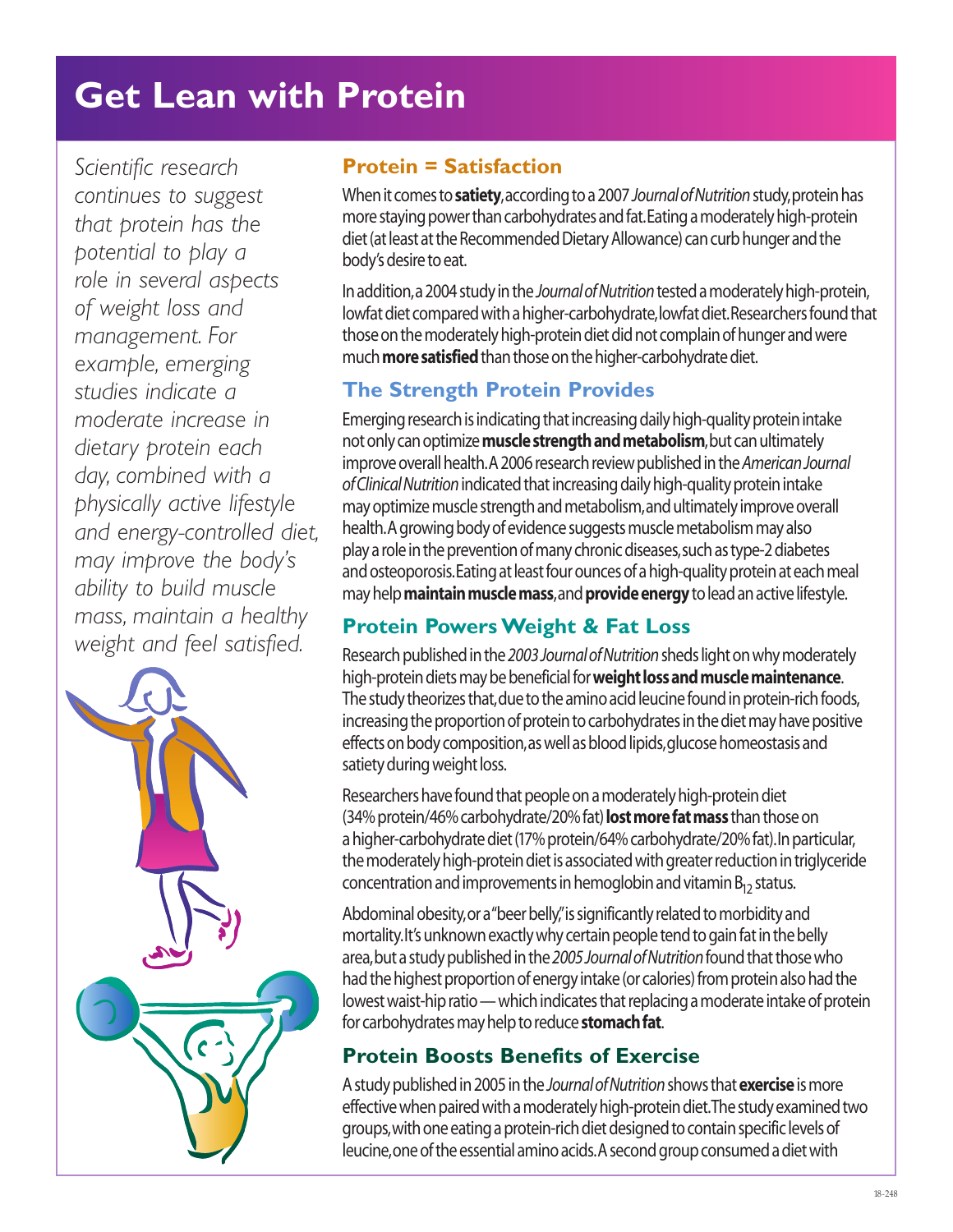# Get Lean with Protein

*Scientific research continues to suggest that protein has the potential to play a role in several aspects of weight loss and management. For example, emerging studies indicate a moderate increase in dietary protein each day, combined with a physically active lifestyle and energy-controlled diet, may improve the body's ability to build muscle mass, maintain a healthy weight and feel satisfied.*

## Protein = Satisfaction

When it comes to **satiety**, according to a 2007 *Journal of Nutrition* study, protein has more staying power than carbohydrates and fat. Eating a moderately high-protein diet (at least at the Recommended Dietary Allowance) can curb hunger and the body's desire to eat.

In addition, a 2004 study in the *Journal of Nutrition* tested a moderately high-protein, lowfat diet compared with a higher-carbohydrate, lowfat diet. Researchers found that those on the moderately high-protein diet did not complain of hunger and were much **more satisfied** than those on the higher-carbohydrate diet.

## The Strength Protein Provides

Emerging research is indicating that increasing daily high-quality protein intake not only can optimize **muscle strength and metabolism**, but can ultimately improve overall health. A 2006 research review published in the *American Journal of Clinical Nutrition* indicated that increasing daily high-quality protein intake may optimize muscle strength and metabolism, and ultimately improve overall health. A growing body of evidence suggests muscle metabolism may also play a role in the prevention of many chronic diseases, such as type-2 diabetes and osteoporosis. Eating at least four ounces of a high-quality protein at each meal may help **maintain muscle mass**, and **provide energy** to lead an active lifestyle.

## Protein Powers Weight & Fat Loss

Research published in the *2003 Journal of Nutrition* sheds light on why moderately high-protein diets may be beneficial for **weight loss and muscle maintenance**. The study theorizes that, due to the amino acid leucine found in protein-rich foods, increasing the proportion of protein to carbohydrates in the diet may have positive effects on body composition, as well as blood lipids, glucose homeostasis and satiety during weight loss.

Researchers have found that people on a moderately high-protein diet (34% protein/46% carbohydrate/20% fat) **lost more fat mass** than those on a higher-carbohydrate diet (17% protein/64% carbohydrate/20% fat). In particular, the moderately high-protein diet is associated with greater reduction in triglyceride concentration and improvements in hemoglobin and vitamin $B_{12}$ status.

Abdominal obesity, or a "beer belly," is significantly related to morbidity and mortality. It's unknown exactly why certain people tend to gain fat in the belly area, but a study published in the *2005 Journal of Nutrition* found that those who had the highest proportion of energy intake (or calories) from protein also had the lowest waist-hip ratio — which indicates that replacing a moderate intake of protein for carbohydrates may help to reduce **stomach fat**.

## Protein Boosts Benefits of Exercise

A study published in 2005 in the *Journal of Nutrition* shows that **exercise** is more effective when paired with a moderately high-protein diet. The study examined two groups, with one eating a protein-rich diet designed to contain specific levels of leucine, one of the essential amino acids. A second group consumed a diet with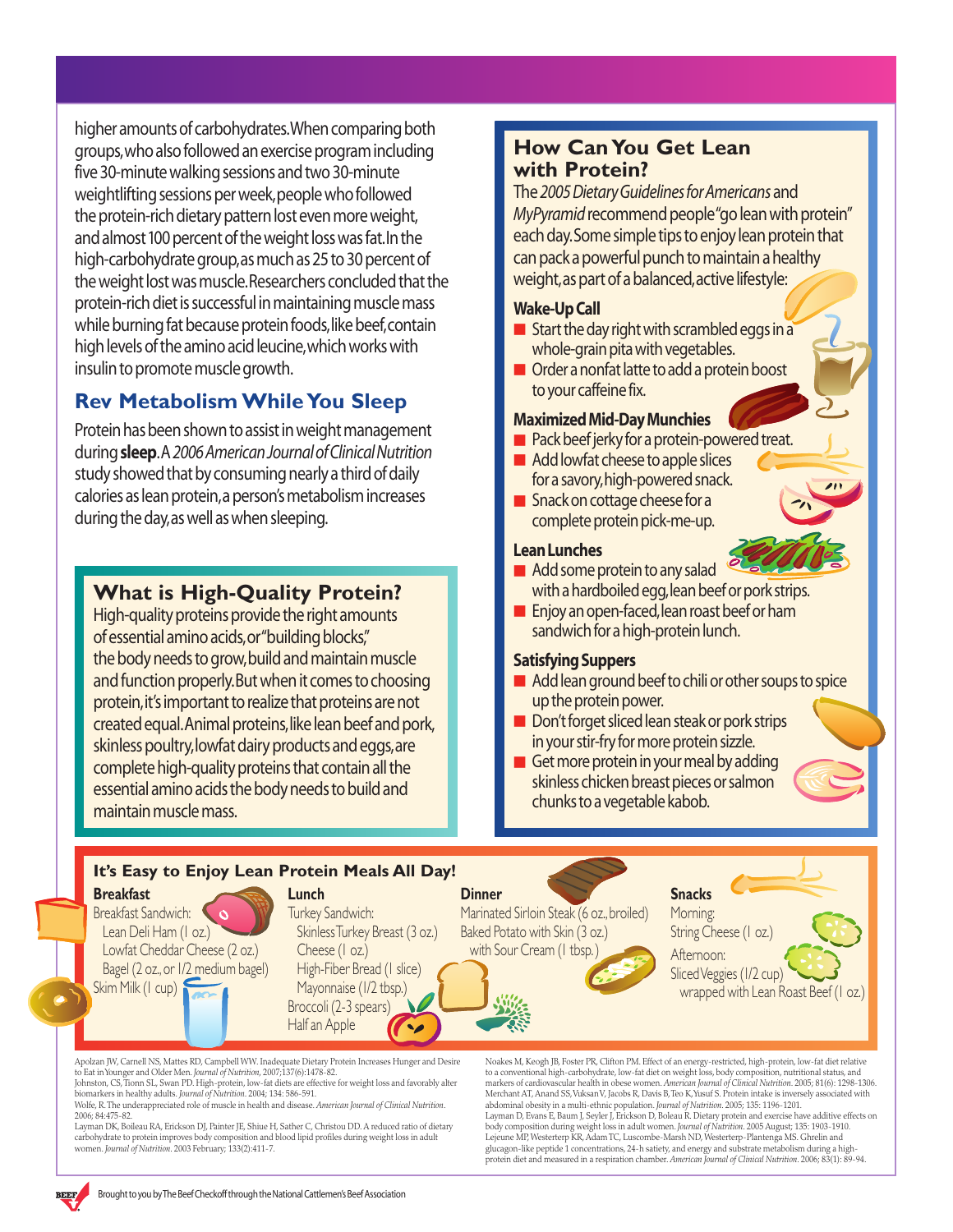higher amounts of carbohydrates. When comparing both groups, who also followed an exercise program including five 30-minute walking sessions and two 30-minute weightlifting sessions per week, people who followed the protein-rich dietary pattern lost even more weight, and almost 100 percent of the weight loss was fat. In the high-carbohydrate group, as much as 25 to 30 percent of the weight lost was muscle. Researchers concluded that the protein-rich diet is successful in maintaining muscle mass while burning fat because protein foods, like beef, contain high levels of the amino acid leucine, which works with insulin to promote muscle growth.

## Rev Metabolism While You Sleep

Protein has been shown to assist in weight management during **sleep**. A *2006 American Journal of Clinical Nutrition* study showed that by consuming nearly a third of daily calories as lean protein, a person's metabolism increases during the day, as well as when sleeping.

## What is High-Quality Protein?

High-quality proteins provide the right amounts of essential amino acids, or "building blocks," the body needs to grow, build and maintain muscle and function properly. But when it comes to choosing protein, it's important to realize that proteins are not created equal. Animal proteins, like lean beef and pork, skinless poultry, lowfat dairy products and eggs, are complete high-quality proteins that contain all the essential amino acids the body needs to build and maintain muscle mass.

## How Can You Get Lean with Protein?

The *2005 Dietary Guidelines for Americans* and *MyPyramid* recommend people "go lean with protein" each day. Some simple tips to enjoy lean protein that can pack a powerful punch to maintain a healthy weight, as part of a balanced, active lifestyle:

### Wake-Up Call

- Start the day right with scrambled eggs in a whole-grain pita with vegetables.
- Order a nonfat latte to add a protein boost to your caffeine fix.

### Maximized Mid-Day Munchies

- Pack beef jerky for a protein-powered treat.
- Add lowfat cheese to apple slices for a savory, high-powered snack.
- Snack on cottage cheese for a complete protein pick-me-up.

### Lean Lunches

- Add some protein to any salad with a hardboiled egg, lean beef or pork strips.
- Enjoy an open-faced, lean roast beef or ham sandwich for a high-protein lunch.

### Satisfying Suppers

- Add lean ground beef to chili or other soups to spice up the protein power.
- Don't forget sliced lean steak or pork strips in your stir-fry for more protein sizzle.
- Get more protein in your meal by adding skinless chicken breast pieces or salmon chunks to a vegetable kabob.

## It's Easy to Enjoy Lean Protein Meals All Day!

**Breakfast**

Breakfast Sandwich:
- Lean Deli Ham (1 oz.)
- Lowfat Cheddar Cheese (2 oz.)
- Bagel (2 oz., or 1/2 medium bagel)

Skim Milk (1 cup)

**Lunch**

Turkey Sandwich:
- Skinless Turkey Breast (3 oz.)
- Cheese (1 oz.)
- High-Fiber Bread (1 slice)
- Mayonnaise (1/2 tbsp.)

Broccoli (2-3 spears)

Half an Apple

**Dinner**

Marinated Sirloin Steak (6 oz., broiled)

Baked Potato with Skin (3 oz.)
- with Sour Cream (1 tbsp.)

**Snacks**

Morning:
String Cheese (1 oz.)

Afternoon:
Sliced Veggies (1/2 cup)
- wrapped with Lean Roast Beef (1 oz.)

Apolzan JW, Carnell NS, Mattes RD, Campbell WW. Inadequate Dietary Protein Increases Hunger and Desire to Eat in Younger and Older Men. *Journal of Nutrition*, 2007;137(6):1478-82.

Johnston, CS, Tionn SL, Swan PD. High-protein, low-fat diets are effective for weight loss and favorably alter biomarkers in healthy adults. *Journal of Nutrition*. 2004; 134: 586-591.

Wolfe, R. The underappreciated role of muscle in health and disease. *American Journal of Clinical Nutrition*. 2006; 84:475-82.

Layman DK, Boileau RA, Erickson DJ, Painter JE, Shiue H, Sather C, Christou DD. A reduced ratio of dietary carbohydrate to protein improves body composition and blood lipid profiles during weight loss in adult women. *Journal of Nutrition*. 2003 February; 133(2):411-7.

Noakes M, Keogh JB, Foster PR, Clifton PM. Effect of an energy-restricted, high-protein, low-fat diet relative to a conventional high-carbohydrate, low-fat diet on weight loss, body composition, nutritional status, and markers of cardiovascular health in obese women. *American Journal of Clinical Nutrition*. 2005; 81(6): 1298-1306.

Merchant AT, Anand SS, Vuksan V, Jacobs R, Davis B, Teo K, Yusuf S. Protein intake is inversely associated with abdominal obesity in a multi-ethnic population. *Journal of Nutrition*. 2005; 135: 1196-1201.

Layman D, Evans E, Baum J, Seyler J, Erickson D, Boleau R. Dietary protein and exercise have additive effects on body composition during weight loss in adult women. *Journal of Nutrition*. 2005 August; 135: 1903-1910.

Lejeune MP, Westerterp KR, Adam TC, Luscombe-Marsh ND, Westerterp-Plantenga MS. Ghrelin and glucagon-like peptide 1 concentrations, 24-h satiety, and energy and substrate metabolism during a high-protein diet and measured in a respiration chamber. *American Journal of Clinical Nutrition*. 2006; 83(1): 89-94.

Brought to you by The Beef Checkoff through the National Cattlemen's Beef Association